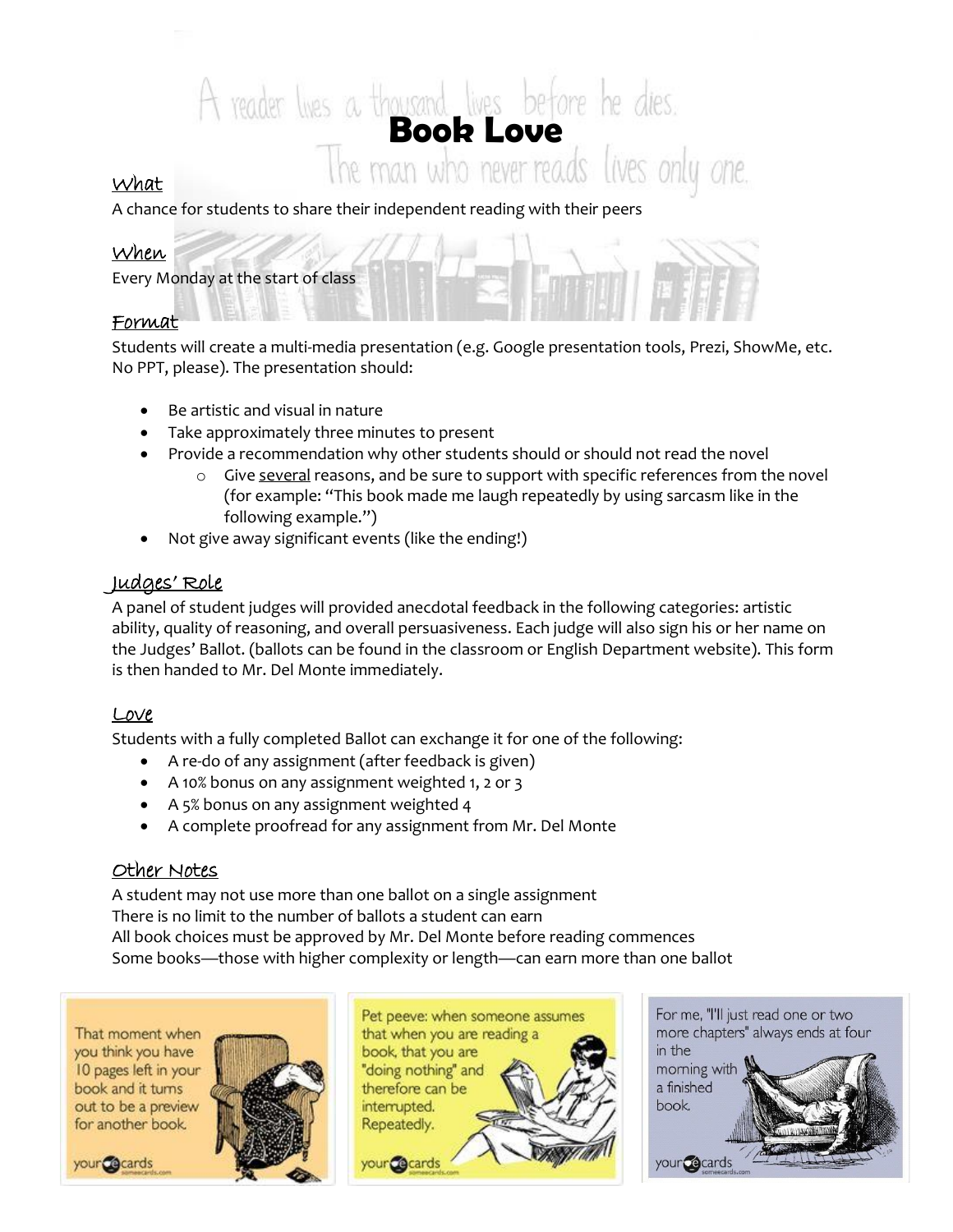A reader lives a thousand lives before he dies. The man who never reads lives only one.

# Book Love

## What

A chance for students to share their independent reading with their peers

## When

Every Monday at the start of class

## Format

Students will create a multi-media presentation (e.g. Google presentation tools, Prezi, ShowMe, etc. No PPT, please). The presentation should:

- Be artistic and visual in nature
- Take approximately three minutes to present
- Provide a recommendation why other students should or should not read the novel
  - Give several reasons, and be sure to support with specific references from the novel (for example: "This book made me laugh repeatedly by using sarcasm like in the following example.")
- Not give away significant events (like the ending!)

## Judges' Role

A panel of student judges will provided anecdotal feedback in the following categories: artistic ability, quality of reasoning, and overall persuasiveness. Each judge will also sign his or her name on the Judges' Ballot. (ballots can be found in the classroom or English Department website). This form is then handed to Mr. Del Monte immediately.

## Love

Students with a fully completed Ballot can exchange it for one of the following:

- A re-do of any assignment (after feedback is given)
- A 10% bonus on any assignment weighted 1, 2 or 3
- A 5% bonus on any assignment weighted 4
- A complete proofread for any assignment from Mr. Del Monte

## Other Notes

A student may not use more than one ballot on a single assignment
There is no limit to the number of ballots a student can earn
All book choices must be approved by Mr. Del Monte before reading commences
Some books—those with higher complexity or length—can earn more than one ballot

That moment when you think you have 10 pages left in your book and it turns out to be a preview for another book.

Pet peeve: when someone assumes that when you are reading a book, that you are "doing nothing" and therefore can be interrupted. Repeatedly.

For me, "I'll just read one or two more chapters" always ends at four in the morning with a finished book.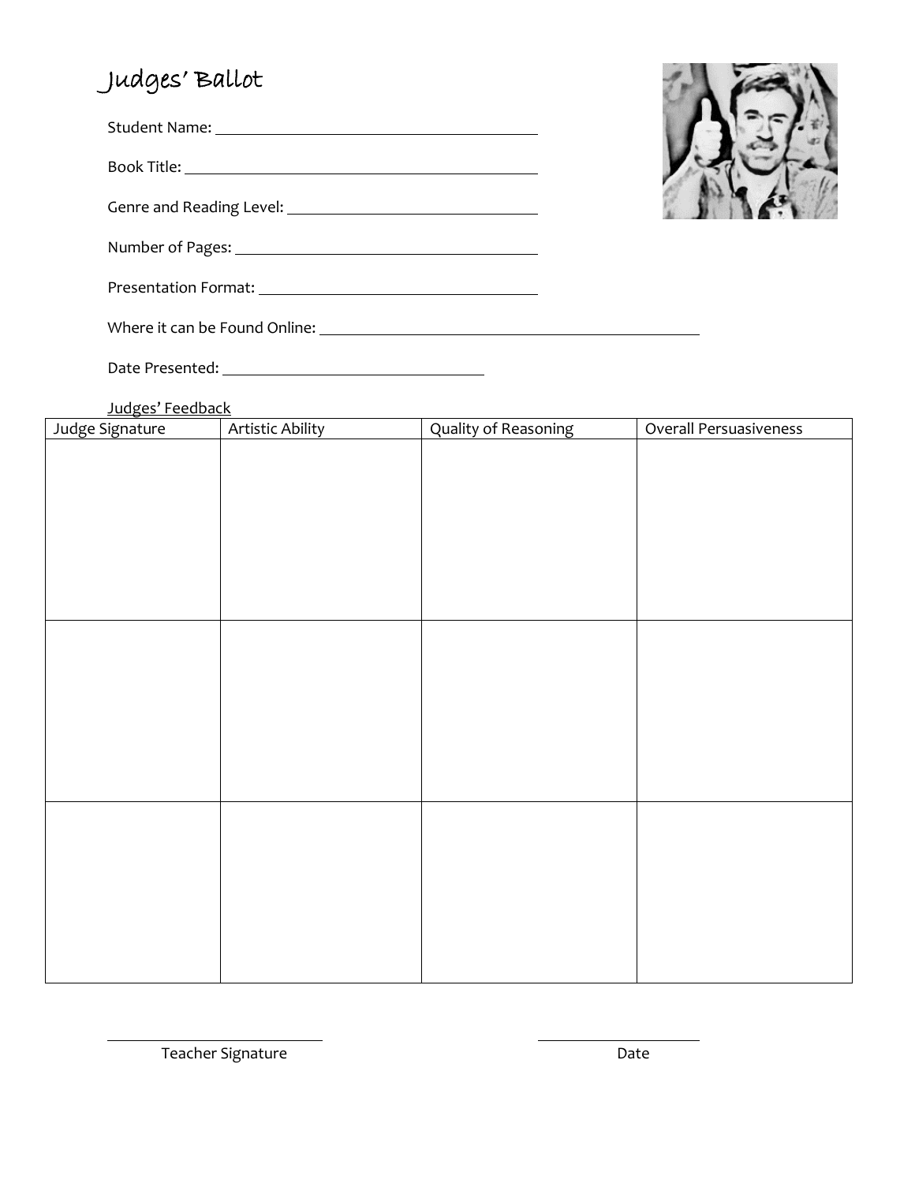# Judges' Ballot

Student Name: ______________________________

Book Title: ______________________________

Genre and Reading Level: ______________________________

Number of Pages: ______________________________

Presentation Format: ______________________________

Where it can be Found Online: ______________________________

Date Presented: ______________________________

Judges' Feedback

| Judge Signature | Artistic Ability | Quality of Reasoning | Overall Persuasiveness |
|---|---|---|---|
| | | | |
| | | | |
| | | | |

______________________________
Teacher Signature

______________________________
Date